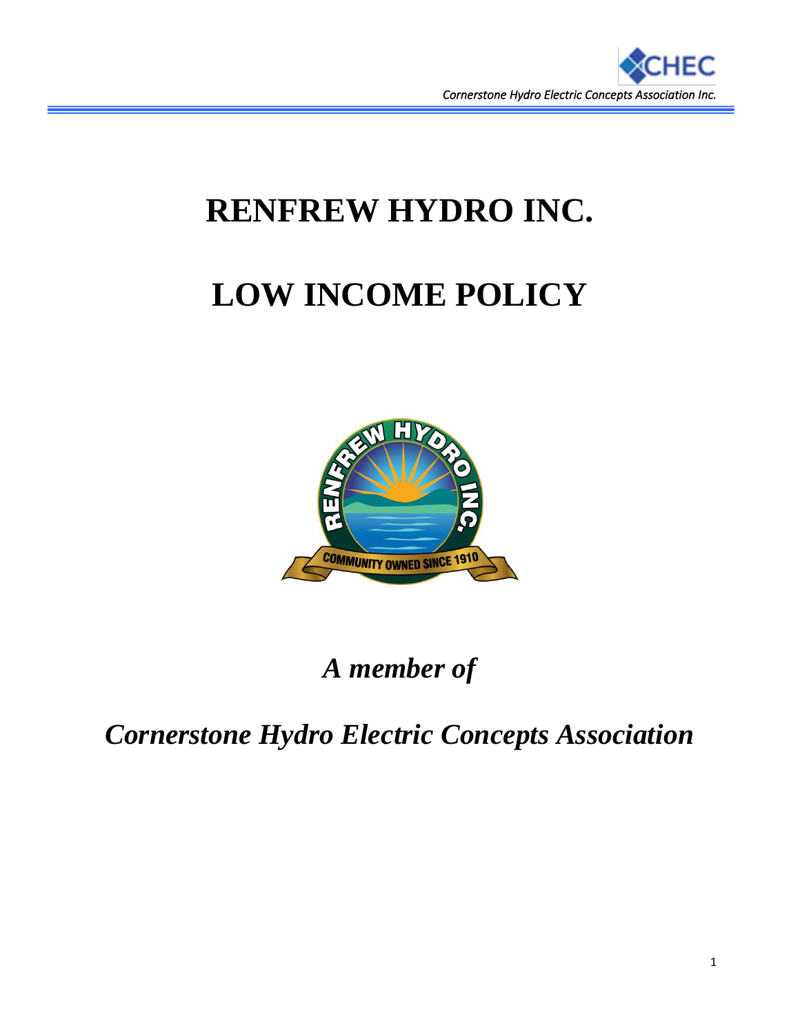# RENFREW HYDRO INC.

# LOW INCOME POLICY

## *A member of*

## *Cornerstone Hydro Electric Concepts Association*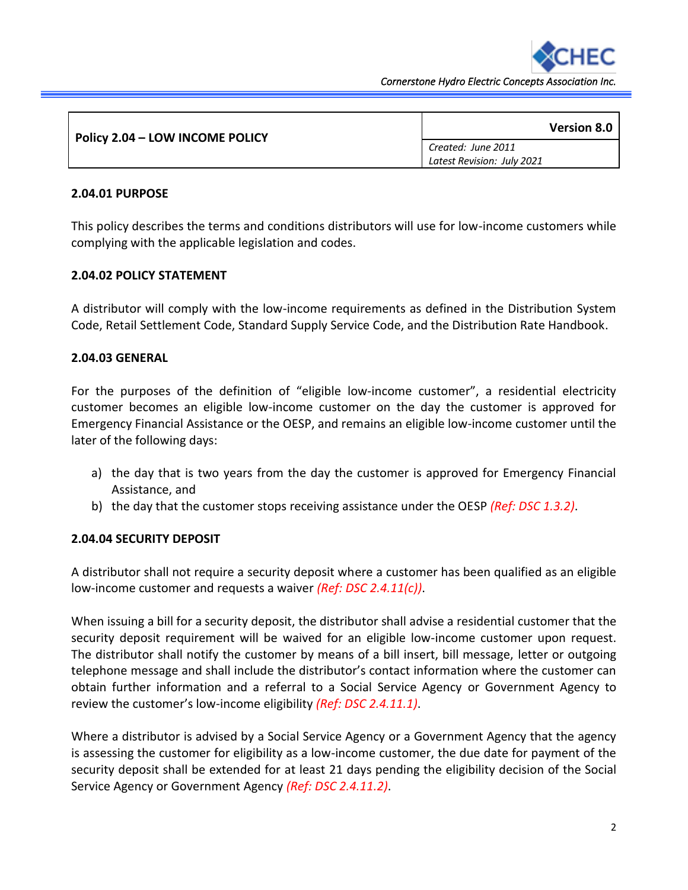| Policy 2.04 – LOW INCOME POLICY | Version 8.0 |
|---|---|
| | *Created: June 2011*<br>*Latest Revision: July 2021* |

**2.04.01 PURPOSE**

This policy describes the terms and conditions distributors will use for low-income customers while complying with the applicable legislation and codes.

**2.04.02 POLICY STATEMENT**

A distributor will comply with the low-income requirements as defined in the Distribution System Code, Retail Settlement Code, Standard Supply Service Code, and the Distribution Rate Handbook.

**2.04.03 GENERAL**

For the purposes of the definition of "eligible low-income customer", a residential electricity customer becomes an eligible low-income customer on the day the customer is approved for Emergency Financial Assistance or the OESP, and remains an eligible low-income customer until the later of the following days:

a) the day that is two years from the day the customer is approved for Emergency Financial Assistance, and
b) the day that the customer stops receiving assistance under the OESP *(Ref: DSC 1.3.2)*.

**2.04.04 SECURITY DEPOSIT**

A distributor shall not require a security deposit where a customer has been qualified as an eligible low-income customer and requests a waiver *(Ref: DSC 2.4.11(c))*.

When issuing a bill for a security deposit, the distributor shall advise a residential customer that the security deposit requirement will be waived for an eligible low-income customer upon request. The distributor shall notify the customer by means of a bill insert, bill message, letter or outgoing telephone message and shall include the distributor's contact information where the customer can obtain further information and a referral to a Social Service Agency or Government Agency to review the customer's low-income eligibility *(Ref: DSC 2.4.11.1)*.

Where a distributor is advised by a Social Service Agency or a Government Agency that the agency is assessing the customer for eligibility as a low-income customer, the due date for payment of the security deposit shall be extended for at least 21 days pending the eligibility decision of the Social Service Agency or Government Agency *(Ref: DSC 2.4.11.2)*.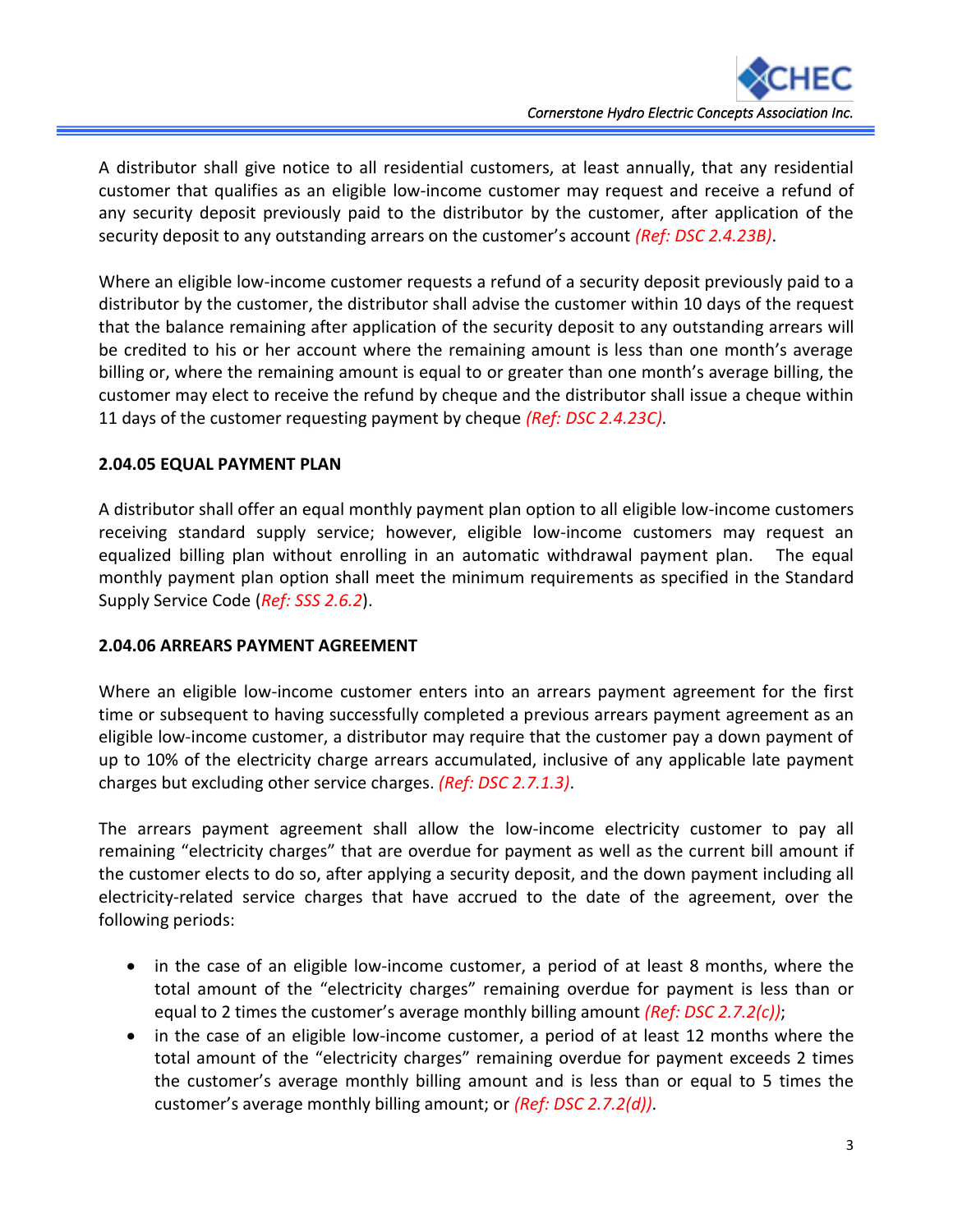A distributor shall give notice to all residential customers, at least annually, that any residential customer that qualifies as an eligible low-income customer may request and receive a refund of any security deposit previously paid to the distributor by the customer, after application of the security deposit to any outstanding arrears on the customer's account *(Ref: DSC 2.4.23B)*.

Where an eligible low-income customer requests a refund of a security deposit previously paid to a distributor by the customer, the distributor shall advise the customer within 10 days of the request that the balance remaining after application of the security deposit to any outstanding arrears will be credited to his or her account where the remaining amount is less than one month's average billing or, where the remaining amount is equal to or greater than one month's average billing, the customer may elect to receive the refund by cheque and the distributor shall issue a cheque within 11 days of the customer requesting payment by cheque *(Ref: DSC 2.4.23C)*.

### 2.04.05 EQUAL PAYMENT PLAN

A distributor shall offer an equal monthly payment plan option to all eligible low-income customers receiving standard supply service; however, eligible low-income customers may request an equalized billing plan without enrolling in an automatic withdrawal payment plan. The equal monthly payment plan option shall meet the minimum requirements as specified in the Standard Supply Service Code (*Ref: SSS 2.6.2*).

### 2.04.06 ARREARS PAYMENT AGREEMENT

Where an eligible low-income customer enters into an arrears payment agreement for the first time or subsequent to having successfully completed a previous arrears payment agreement as an eligible low-income customer, a distributor may require that the customer pay a down payment of up to 10% of the electricity charge arrears accumulated, inclusive of any applicable late payment charges but excluding other service charges. *(Ref: DSC 2.7.1.3)*.

The arrears payment agreement shall allow the low-income electricity customer to pay all remaining "electricity charges" that are overdue for payment as well as the current bill amount if the customer elects to do so, after applying a security deposit, and the down payment including all electricity-related service charges that have accrued to the date of the agreement, over the following periods:

- in the case of an eligible low-income customer, a period of at least 8 months, where the total amount of the "electricity charges" remaining overdue for payment is less than or equal to 2 times the customer's average monthly billing amount *(Ref: DSC 2.7.2(c))*;
- in the case of an eligible low-income customer, a period of at least 12 months where the total amount of the "electricity charges" remaining overdue for payment exceeds 2 times the customer's average monthly billing amount and is less than or equal to 5 times the customer's average monthly billing amount; or *(Ref: DSC 2.7.2(d))*.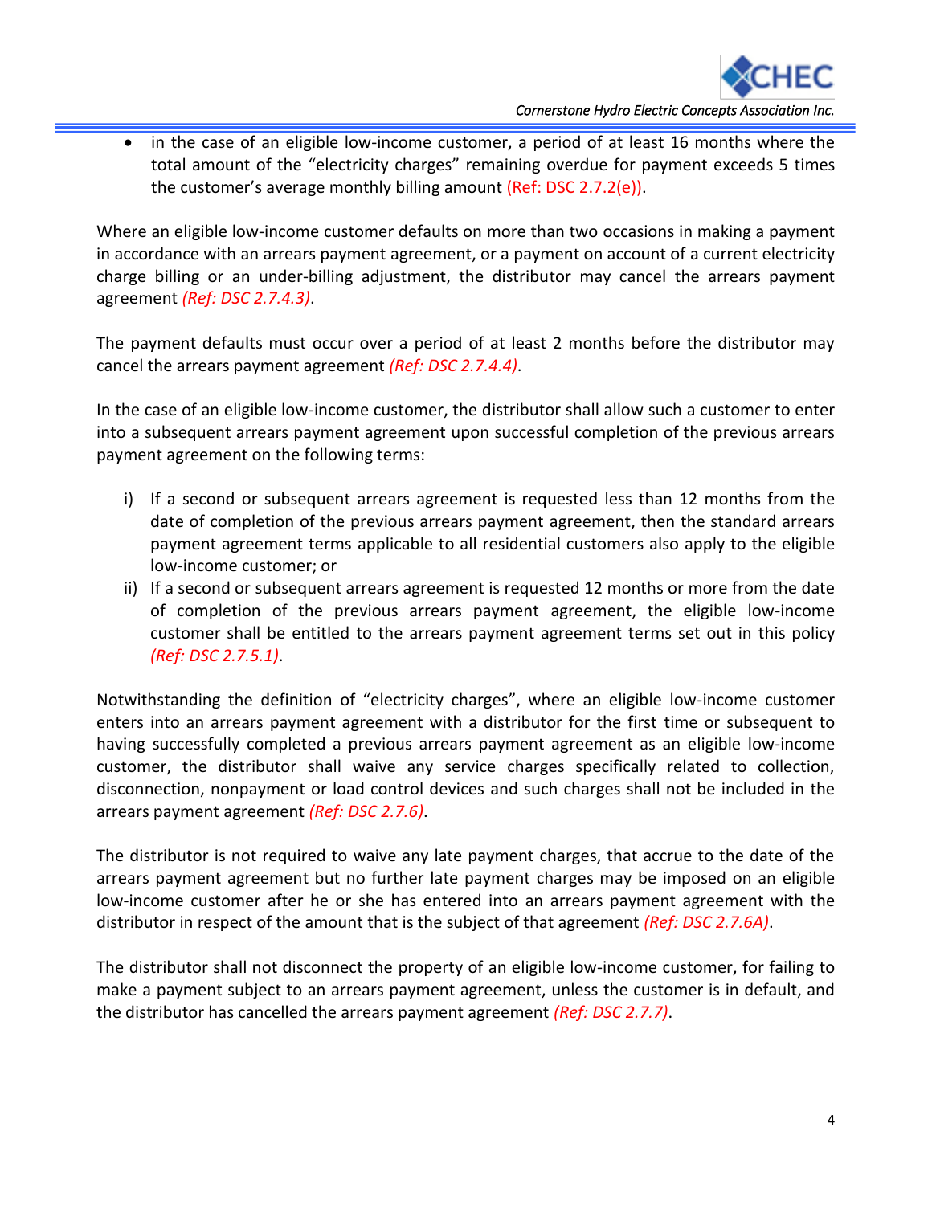- in the case of an eligible low-income customer, a period of at least 16 months where the total amount of the "electricity charges" remaining overdue for payment exceeds 5 times the customer's average monthly billing amount (Ref: DSC 2.7.2(e)).

Where an eligible low-income customer defaults on more than two occasions in making a payment in accordance with an arrears payment agreement, or a payment on account of a current electricity charge billing or an under-billing adjustment, the distributor may cancel the arrears payment agreement *(Ref: DSC 2.7.4.3)*.

The payment defaults must occur over a period of at least 2 months before the distributor may cancel the arrears payment agreement *(Ref: DSC 2.7.4.4)*.

In the case of an eligible low-income customer, the distributor shall allow such a customer to enter into a subsequent arrears payment agreement upon successful completion of the previous arrears payment agreement on the following terms:

i) If a second or subsequent arrears agreement is requested less than 12 months from the date of completion of the previous arrears payment agreement, then the standard arrears payment agreement terms applicable to all residential customers also apply to the eligible low-income customer; or
ii) If a second or subsequent arrears agreement is requested 12 months or more from the date of completion of the previous arrears payment agreement, the eligible low-income customer shall be entitled to the arrears payment agreement terms set out in this policy *(Ref: DSC 2.7.5.1)*.

Notwithstanding the definition of "electricity charges", where an eligible low-income customer enters into an arrears payment agreement with a distributor for the first time or subsequent to having successfully completed a previous arrears payment agreement as an eligible low-income customer, the distributor shall waive any service charges specifically related to collection, disconnection, nonpayment or load control devices and such charges shall not be included in the arrears payment agreement *(Ref: DSC 2.7.6)*.

The distributor is not required to waive any late payment charges, that accrue to the date of the arrears payment agreement but no further late payment charges may be imposed on an eligible low-income customer after he or she has entered into an arrears payment agreement with the distributor in respect of the amount that is the subject of that agreement *(Ref: DSC 2.7.6A)*.

The distributor shall not disconnect the property of an eligible low-income customer, for failing to make a payment subject to an arrears payment agreement, unless the customer is in default, and the distributor has cancelled the arrears payment agreement *(Ref: DSC 2.7.7)*.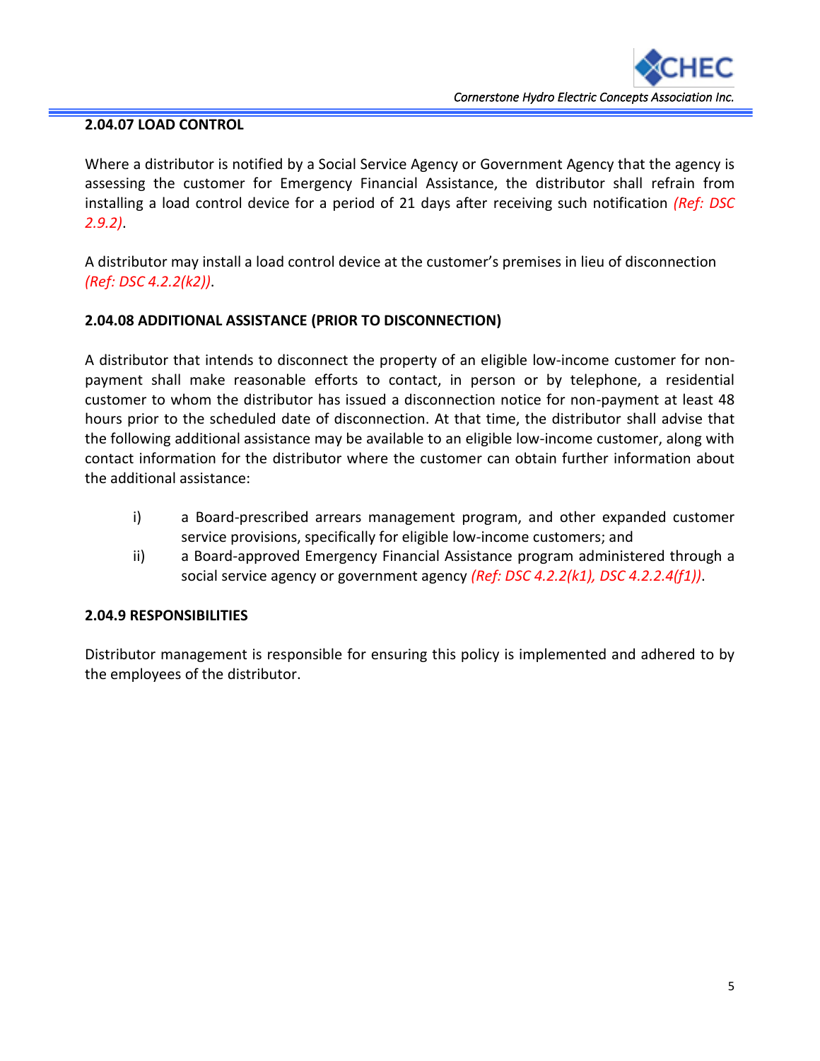**2.04.07 LOAD CONTROL**

Where a distributor is notified by a Social Service Agency or Government Agency that the agency is assessing the customer for Emergency Financial Assistance, the distributor shall refrain from installing a load control device for a period of 21 days after receiving such notification *(Ref: DSC 2.9.2)*.

A distributor may install a load control device at the customer's premises in lieu of disconnection *(Ref: DSC 4.2.2(k2))*.

**2.04.08 ADDITIONAL ASSISTANCE (PRIOR TO DISCONNECTION)**

A distributor that intends to disconnect the property of an eligible low-income customer for non-payment shall make reasonable efforts to contact, in person or by telephone, a residential customer to whom the distributor has issued a disconnection notice for non-payment at least 48 hours prior to the scheduled date of disconnection. At that time, the distributor shall advise that the following additional assistance may be available to an eligible low-income customer, along with contact information for the distributor where the customer can obtain further information about the additional assistance:

i) a Board-prescribed arrears management program, and other expanded customer service provisions, specifically for eligible low-income customers; and
ii) a Board-approved Emergency Financial Assistance program administered through a social service agency or government agency *(Ref: DSC 4.2.2(k1), DSC 4.2.2.4(f1))*.

**2.04.9 RESPONSIBILITIES**

Distributor management is responsible for ensuring this policy is implemented and adhered to by the employees of the distributor.